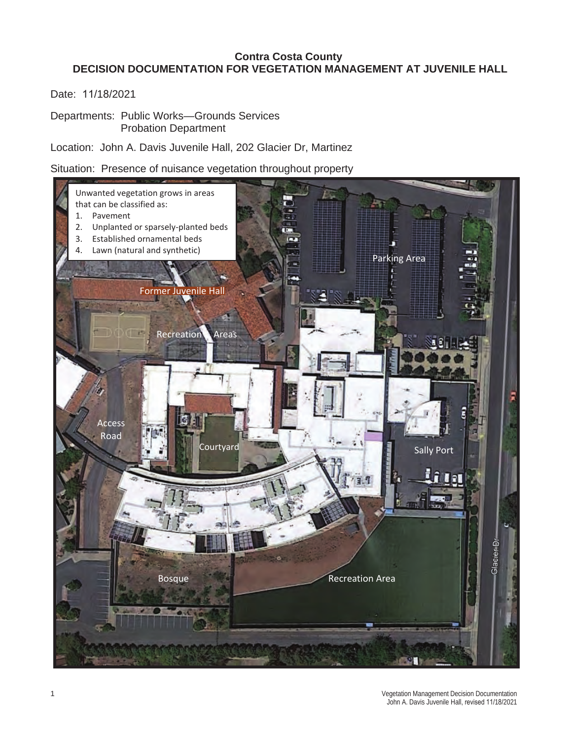**Contra Costa County**
**DECISION DOCUMENTATION FOR VEGETATION MANAGEMENT AT JUVENILE HALL**

Date: 11/18/2021

Departments: Public Works—Grounds Services
Probation Department

Location: John A. Davis Juvenile Hall, 202 Glacier Dr, Martinez

Situation: Presence of nuisance vegetation throughout property

Unwanted vegetation grows in areas that can be classified as:

1. Pavement
2. Unplanted or sparsely-planted beds
3. Established ornamental beds
4. Lawn (natural and synthetic)

Parking Area

Former Juvenile Hall

Recreation Areas

Access Road

Courtyard

Sally Port

Glacier Dr

Bosque

Recreation Area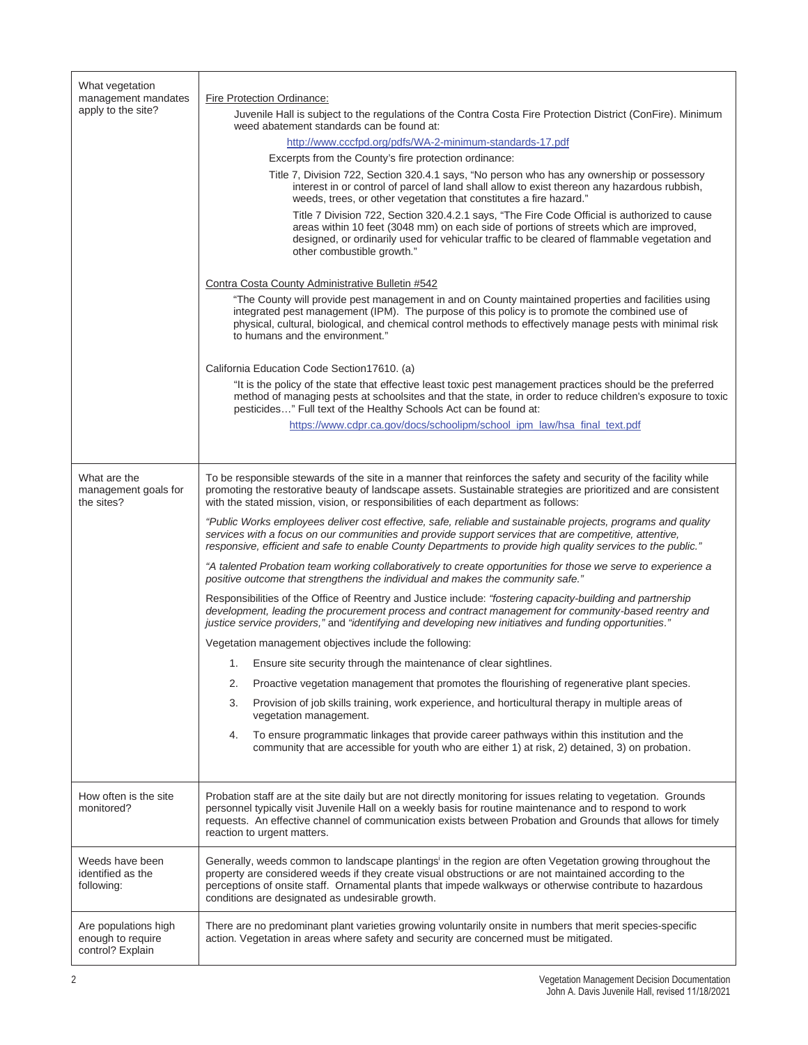| | |
|---|---|
| What vegetation management mandates apply to the site? | Fire Protection Ordinance:<br>Juvenile Hall is subject to the regulations of the Contra Costa Fire Protection District (ConFire). Minimum weed abatement standards can be found at:<br>http://www.cccfpd.org/pdfs/WA-2-minimum-standards-17.pdf<br>Excerpts from the County's fire protection ordinance:<br>Title 7, Division 722, Section 320.4.1 says, "No person who has any ownership or possessory interest in or control of parcel of land shall allow to exist thereon any hazardous rubbish, weeds, trees, or other vegetation that constitutes a fire hazard."<br>Title 7 Division 722, Section 320.4.2.1 says, "The Fire Code Official is authorized to cause areas within 10 feet (3048 mm) on each side of portions of streets which are improved, designed, or ordinarily used for vehicular traffic to be cleared of flammable vegetation and other combustible growth."<br><br>Contra Costa County Administrative Bulletin #542<br>"The County will provide pest management in and on County maintained properties and facilities using integrated pest management (IPM). The purpose of this policy is to promote the combined use of physical, cultural, biological, and chemical control methods to effectively manage pests with minimal risk to humans and the environment."<br><br>California Education Code Section17610. (a)<br>"It is the policy of the state that effective least toxic pest management practices should be the preferred method of managing pests at schoolsites and that the state, in order to reduce children's exposure to toxic pesticides…" Full text of the Healthy Schools Act can be found at:<br>https://www.cdpr.ca.gov/docs/schoolipm/school_ipm_law/hsa_final_text.pdf |
| What are the management goals for the sites? | To be responsible stewards of the site in a manner that reinforces the safety and security of the facility while promoting the restorative beauty of landscape assets. Sustainable strategies are prioritized and are consistent with the stated mission, vision, or responsibilities of each department as follows:<br>*"Public Works employees deliver cost effective, safe, reliable and sustainable projects, programs and quality services with a focus on our communities and provide support services that are competitive, attentive, responsive, efficient and safe to enable County Departments to provide high quality services to the public."*<br>*"A talented Probation team working collaboratively to create opportunities for those we serve to experience a positive outcome that strengthens the individual and makes the community safe."*<br>Responsibilities of the Office of Reentry and Justice include: *"fostering capacity-building and partnership development, leading the procurement process and contract management for community-based reentry and justice service providers,"* and *"identifying and developing new initiatives and funding opportunities."*<br>Vegetation management objectives include the following:<br>1. Ensure site security through the maintenance of clear sightlines.<br>2. Proactive vegetation management that promotes the flourishing of regenerative plant species.<br>3. Provision of job skills training, work experience, and horticultural therapy in multiple areas of vegetation management.<br>4. To ensure programmatic linkages that provide career pathways within this institution and the community that are accessible for youth who are either 1) at risk, 2) detained, 3) on probation. |
| How often is the site monitored? | Probation staff are at the site daily but are not directly monitoring for issues relating to vegetation. Grounds personnel typically visit Juvenile Hall on a weekly basis for routine maintenance and to respond to work requests. An effective channel of communication exists between Probation and Grounds that allows for timely reaction to urgent matters. |
| Weeds have been identified as the following: | Generally, weeds common to landscape plantings[i] in the region are often Vegetation growing throughout the property are considered weeds if they create visual obstructions or are not maintained according to the perceptions of onsite staff. Ornamental plants that impede walkways or otherwise contribute to hazardous conditions are designated as undesirable growth. |
| Are populations high enough to require control? Explain | There are no predominant plant varieties growing voluntarily onsite in numbers that merit species-specific action. Vegetation in areas where safety and security are concerned must be mitigated. |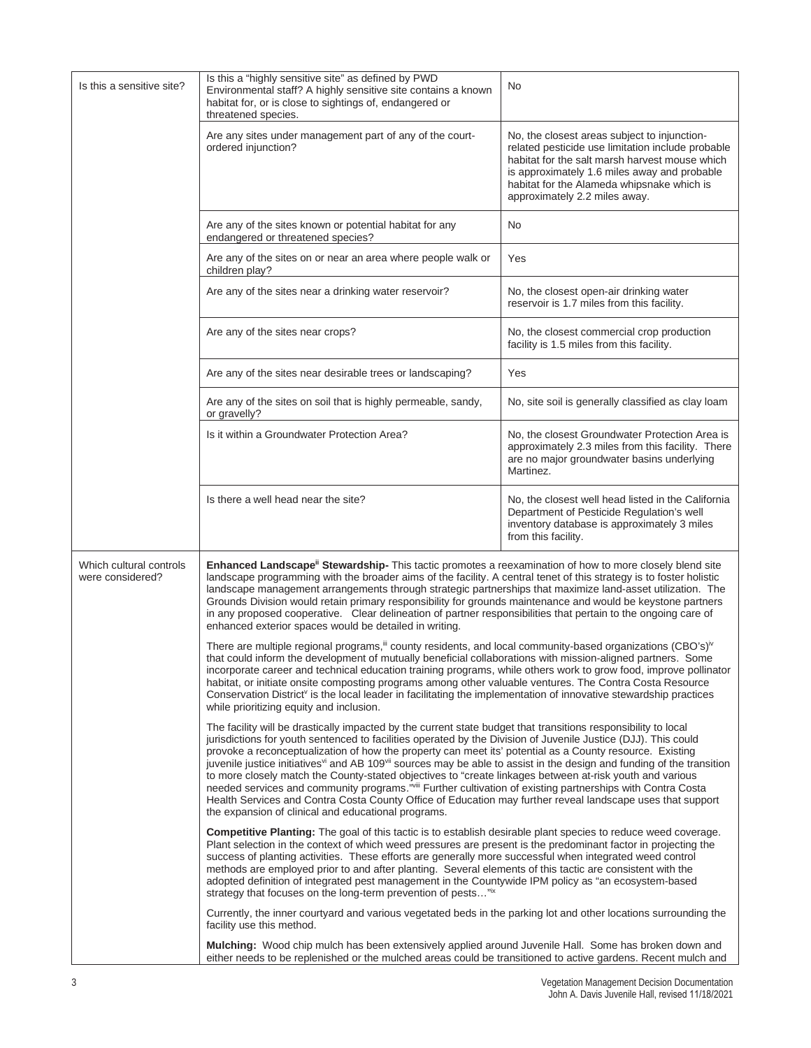| | | |
|---|---|---|
| Is this a sensitive site? | Is this a "highly sensitive site" as defined by PWD Environmental staff? A highly sensitive site contains a known habitat for, or is close to sightings of, endangered or threatened species. | No |
| | Are any sites under management part of any of the court-ordered injunction? | No, the closest areas subject to injunction-related pesticide use limitation include probable habitat for the salt marsh harvest mouse which is approximately 1.6 miles away and probable habitat for the Alameda whipsnake which is approximately 2.2 miles away. |
| | Are any of the sites known or potential habitat for any endangered or threatened species? | No |
| | Are any of the sites on or near an area where people walk or children play? | Yes |
| | Are any of the sites near a drinking water reservoir? | No, the closest open-air drinking water reservoir is 1.7 miles from this facility. |
| | Are any of the sites near crops? | No, the closest commercial crop production facility is 1.5 miles from this facility. |
| | Are any of the sites near desirable trees or landscaping? | Yes |
| | Are any of the sites on soil that is highly permeable, sandy, or gravelly? | No, site soil is generally classified as clay loam |
| | Is it within a Groundwater Protection Area? | No, the closest Groundwater Protection Area is approximately 2.3 miles from this facility. There are no major groundwater basins underlying Martinez. |
| | Is there a well head near the site? | No, the closest well head listed in the California Department of Pesticide Regulation's well inventory database is approximately 3 miles from this facility. |
| Which cultural controls were considered? | **Enhanced Landscape[ii] Stewardship-** This tactic promotes a reexamination of how to more closely blend site landscape programming with the broader aims of the facility. A central tenet of this strategy is to foster holistic landscape management arrangements through strategic partnerships that maximize land-asset utilization. The Grounds Division would retain primary responsibility for grounds maintenance and would be keystone partners in any proposed cooperative. Clear delineation of partner responsibilities that pertain to the ongoing care of enhanced exterior spaces would be detailed in writing.<br><br>There are multiple regional programs,[iii] county residents, and local community-based organizations (CBO's)[iv] that could inform the development of mutually beneficial collaborations with mission-aligned partners. Some incorporate career and technical education training programs, while others work to grow food, improve pollinator habitat, or initiate onsite composting programs among other valuable ventures. The Contra Costa Resource Conservation District[v] is the local leader in facilitating the implementation of innovative stewardship practices while prioritizing equity and inclusion.<br><br>The facility will be drastically impacted by the current state budget that transitions responsibility to local jurisdictions for youth sentenced to facilities operated by the Division of Juvenile Justice (DJJ). This could provoke a reconceptualization of how the property can meet its' potential as a County resource. Existing juvenile justice initiatives[vi] and AB 109[vii] sources may be able to assist in the design and funding of the transition to more closely match the County-stated objectives to "create linkages between at-risk youth and various needed services and community programs."[viii] Further cultivation of existing partnerships with Contra Costa Health Services and Contra Costa County Office of Education may further reveal landscape uses that support the expansion of clinical and educational programs.<br><br>**Competitive Planting:** The goal of this tactic is to establish desirable plant species to reduce weed coverage. Plant selection in the context of which weed pressures are present is the predominant factor in projecting the success of planting activities. These efforts are generally more successful when integrated weed control methods are employed prior to and after planting. Several elements of this tactic are consistent with the adopted definition of integrated pest management in the Countywide IPM policy as "an ecosystem-based strategy that focuses on the long-term prevention of pests…"[ix]<br><br>Currently, the inner courtyard and various vegetated beds in the parking lot and other locations surrounding the facility use this method.<br><br>**Mulching:** Wood chip mulch has been extensively applied around Juvenile Hall. Some has broken down and either needs to be replenished or the mulched areas could be transitioned to active gardens. Recent mulch and | |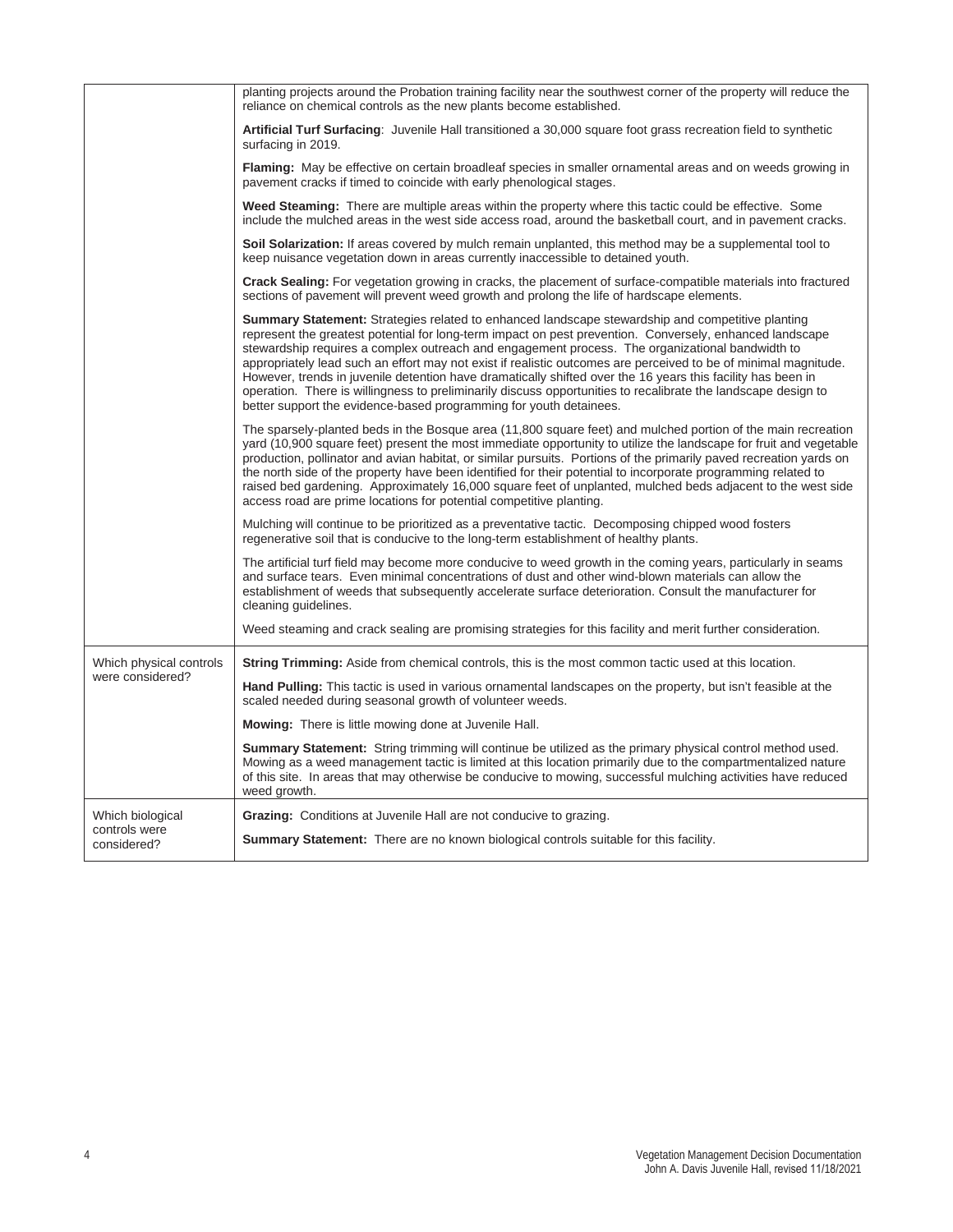| | |
|---|---|
| | planting projects around the Probation training facility near the southwest corner of the property will reduce the reliance on chemical controls as the new plants become established.<br><br>**Artificial Turf Surfacing**: Juvenile Hall transitioned a 30,000 square foot grass recreation field to synthetic surfacing in 2019.<br><br>**Flaming:** May be effective on certain broadleaf species in smaller ornamental areas and on weeds growing in pavement cracks if timed to coincide with early phenological stages.<br><br>**Weed Steaming:** There are multiple areas within the property where this tactic could be effective. Some include the mulched areas in the west side access road, around the basketball court, and in pavement cracks.<br><br>**Soil Solarization:** If areas covered by mulch remain unplanted, this method may be a supplemental tool to keep nuisance vegetation down in areas currently inaccessible to detained youth.<br><br>**Crack Sealing:** For vegetation growing in cracks, the placement of surface-compatible materials into fractured sections of pavement will prevent weed growth and prolong the life of hardscape elements.<br><br>**Summary Statement:** Strategies related to enhanced landscape stewardship and competitive planting represent the greatest potential for long-term impact on pest prevention. Conversely, enhanced landscape stewardship requires a complex outreach and engagement process. The organizational bandwidth to appropriately lead such an effort may not exist if realistic outcomes are perceived to be of minimal magnitude. However, trends in juvenile detention have dramatically shifted over the 16 years this facility has been in operation. There is willingness to preliminarily discuss opportunities to recalibrate the landscape design to better support the evidence-based programming for youth detainees.<br><br>The sparsely-planted beds in the Bosque area (11,800 square feet) and mulched portion of the main recreation yard (10,900 square feet) present the most immediate opportunity to utilize the landscape for fruit and vegetable production, pollinator and avian habitat, or similar pursuits. Portions of the primarily paved recreation yards on the north side of the property have been identified for their potential to incorporate programming related to raised bed gardening. Approximately 16,000 square feet of unplanted, mulched beds adjacent to the west side access road are prime locations for potential competitive planting.<br><br>Mulching will continue to be prioritized as a preventative tactic. Decomposing chipped wood fosters regenerative soil that is conducive to the long-term establishment of healthy plants.<br><br>The artificial turf field may become more conducive to weed growth in the coming years, particularly in seams and surface tears. Even minimal concentrations of dust and other wind-blown materials can allow the establishment of weeds that subsequently accelerate surface deterioration. Consult the manufacturer for cleaning guidelines.<br><br>Weed steaming and crack sealing are promising strategies for this facility and merit further consideration. |
| Which physical controls were considered? | **String Trimming:** Aside from chemical controls, this is the most common tactic used at this location.<br><br>**Hand Pulling:** This tactic is used in various ornamental landscapes on the property, but isn't feasible at the scaled needed during seasonal growth of volunteer weeds.<br><br>**Mowing:** There is little mowing done at Juvenile Hall.<br><br>**Summary Statement:** String trimming will continue be utilized as the primary physical control method used. Mowing as a weed management tactic is limited at this location primarily due to the compartmentalized nature of this site. In areas that may otherwise be conducive to mowing, successful mulching activities have reduced weed growth. |
| Which biological controls were considered? | **Grazing:** Conditions at Juvenile Hall are not conducive to grazing.<br><br>**Summary Statement:** There are no known biological controls suitable for this facility. |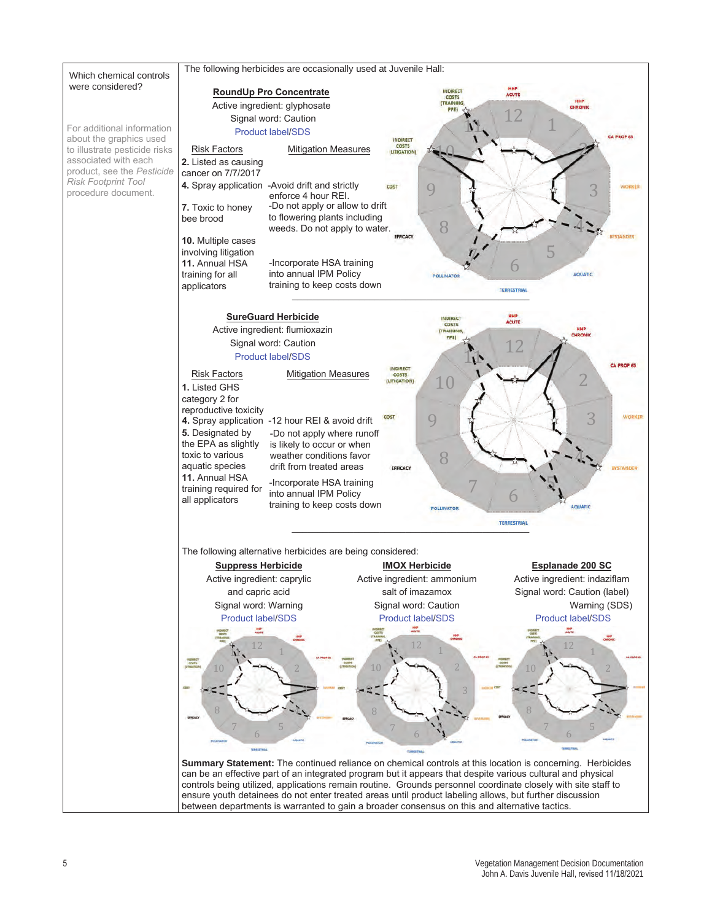| Which chemical controls were considered? | The following herbicides are occasionally used at Juvenile Hall: |
|---|---|

*For additional information about the graphics used to illustrate pesticide risks associated with each product, see the Pesticide Risk Footprint Tool procedure document.*

The following herbicides are occasionally used at Juvenile Hall:

**RoundUp Pro Concentrate**

Active ingredient: glyphosate

Signal word: Caution

Product label/SDS

| Risk Factors | Mitigation Measures |
|---|---|
| **2.** Listed as causing cancer on 7/7/2017 | |
| **4.** Spray application | -Avoid drift and strictly enforce 4 hour REI. |
| **7.** Toxic to honey bee brood | -Do not apply or allow to drift to flowering plants including weeds. Do not apply to water. |
| **10.** Multiple cases involving litigation | |
| **11.** Annual HSA training for all applicators | -Incorporate HSA training into annual IPM Policy training to keep costs down |

HHP ACUTE
HHP CHRONIC
CA PROP 65
WORKER
BYSTANDER
AQUATIC
TERRESTRIAL
POLLINATOR
EFFICACY
COST
INDIRECT COSTS (LITIGATION)
INDIRECT COSTS (TRAINING, PPE)
12 1 2 3 4 5 6 7 8 9 10 11

**SureGuard Herbicide**

Active ingredient: flumioxazin

Signal word: Caution

Product label/SDS

| Risk Factors | Mitigation Measures |
|---|---|
| **1.** Listed GHS category 2 for reproductive toxicity | |
| **4.** Spray application | -12 hour REI & avoid drift |
| **5.** Designated by the EPA as slightly toxic to various aquatic species | -Do not apply where runoff is likely to occur or when weather conditions favor drift from treated areas |
| **11.** Annual HSA training required for all applicators | -Incorporate HSA training into annual IPM Policy training to keep costs down |

HHP ACUTE
HHP CHRONIC
CA PROP 65
WORKER
BYSTANDER
AQUATIC
TERRESTRIAL
POLLINATOR
EFFICACY
COST
INDIRECT COSTS (LITIGATION)
INDIRECT COSTS (TRAINING, PPE)
12 1 2 3 4 5 6 7 8 9 10 11

The following alternative herbicides are being considered:

**Suppress Herbicide**

Active ingredient: caprylic and capric acid

Signal word: Warning

Product label/SDS

**IMOX Herbicide**

Active ingredient: ammonium salt of imazamox

Signal word: Caution

Product label/SDS

**Esplanade 200 SC**

Active ingredient: indaziflam

Signal word: Caution (label) Warning (SDS)

Product label/SDS

**Summary Statement:** The continued reliance on chemical controls at this location is concerning. Herbicides can be an effective part of an integrated program but it appears that despite various cultural and physical controls being utilized, applications remain routine. Grounds personnel coordinate closely with site staff to ensure youth detainees do not enter treated areas until product labeling allows, but further discussion between departments is warranted to gain a broader consensus on this and alternative tactics.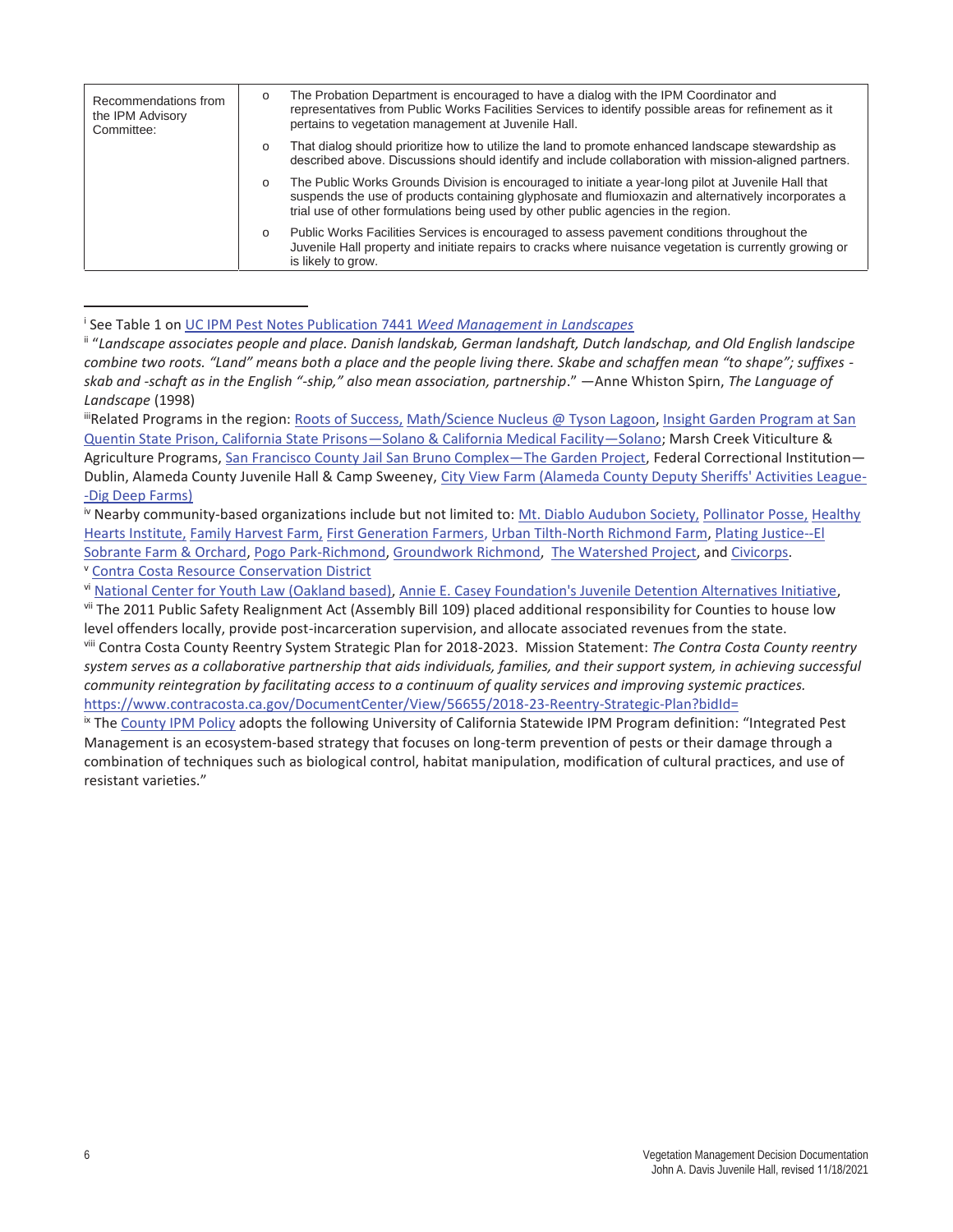| | |
|---|---|
| Recommendations from the IPM Advisory Committee: | ○ The Probation Department is encouraged to have a dialog with the IPM Coordinator and representatives from Public Works Facilities Services to identify possible areas for refinement as it pertains to vegetation management at Juvenile Hall.<br>○ That dialog should prioritize how to utilize the land to promote enhanced landscape stewardship as described above. Discussions should identify and include collaboration with mission-aligned partners.<br>○ The Public Works Grounds Division is encouraged to initiate a year-long pilot at Juvenile Hall that suspends the use of products containing glyphosate and flumioxazin and alternatively incorporates a trial use of other formulations being used by other public agencies in the region.<br>○ Public Works Facilities Services is encouraged to assess pavement conditions throughout the Juvenile Hall property and initiate repairs to cracks where nuisance vegetation is currently growing or is likely to grow. |

---

[i] See Table 1 on UC IPM Pest Notes Publication 7441 *Weed Management in Landscapes*

[ii] "*Landscape associates people and place. Danish landskab, German landshaft, Dutch landschap, and Old English landscipe combine two roots. "Land" means both a place and the people living there. Skabe and schaffen mean "to shape"; suffixes -skab and -schaft as in the English "-ship," also mean association, partnership*." —Anne Whiston Spirn, *The Language of Landscape* (1998)

[iii] Related Programs in the region: Roots of Success, Math/Science Nucleus @ Tyson Lagoon, Insight Garden Program at San Quentin State Prison, California State Prisons—Solano & California Medical Facility—Solano; Marsh Creek Viticulture & Agriculture Programs, San Francisco County Jail San Bruno Complex—The Garden Project, Federal Correctional Institution—Dublin, Alameda County Juvenile Hall & Camp Sweeney, City View Farm (Alameda County Deputy Sheriffs' Activities League--Dig Deep Farms)

[iv] Nearby community-based organizations include but not limited to: Mt. Diablo Audubon Society, Pollinator Posse, Healthy Hearts Institute, Family Harvest Farm, First Generation Farmers, Urban Tilth-North Richmond Farm, Plating Justice--El Sobrante Farm & Orchard, Pogo Park-Richmond, Groundwork Richmond, The Watershed Project, and Civicorps.

[v] Contra Costa Resource Conservation District

[vi] National Center for Youth Law (Oakland based), Annie E. Casey Foundation's Juvenile Detention Alternatives Initiative,

[vii] The 2011 Public Safety Realignment Act (Assembly Bill 109) placed additional responsibility for Counties to house low level offenders locally, provide post-incarceration supervision, and allocate associated revenues from the state.

[viii] Contra Costa County Reentry System Strategic Plan for 2018-2023. Mission Statement: *The Contra Costa County reentry system serves as a collaborative partnership that aids individuals, families, and their support system, in achieving successful community reintegration by facilitating access to a continuum of quality services and improving systemic practices.* https://www.contracosta.ca.gov/DocumentCenter/View/56655/2018-23-Reentry-Strategic-Plan?bidId=

[ix] The County IPM Policy adopts the following University of California Statewide IPM Program definition: "Integrated Pest Management is an ecosystem-based strategy that focuses on long-term prevention of pests or their damage through a combination of techniques such as biological control, habitat manipulation, modification of cultural practices, and use of resistant varieties."